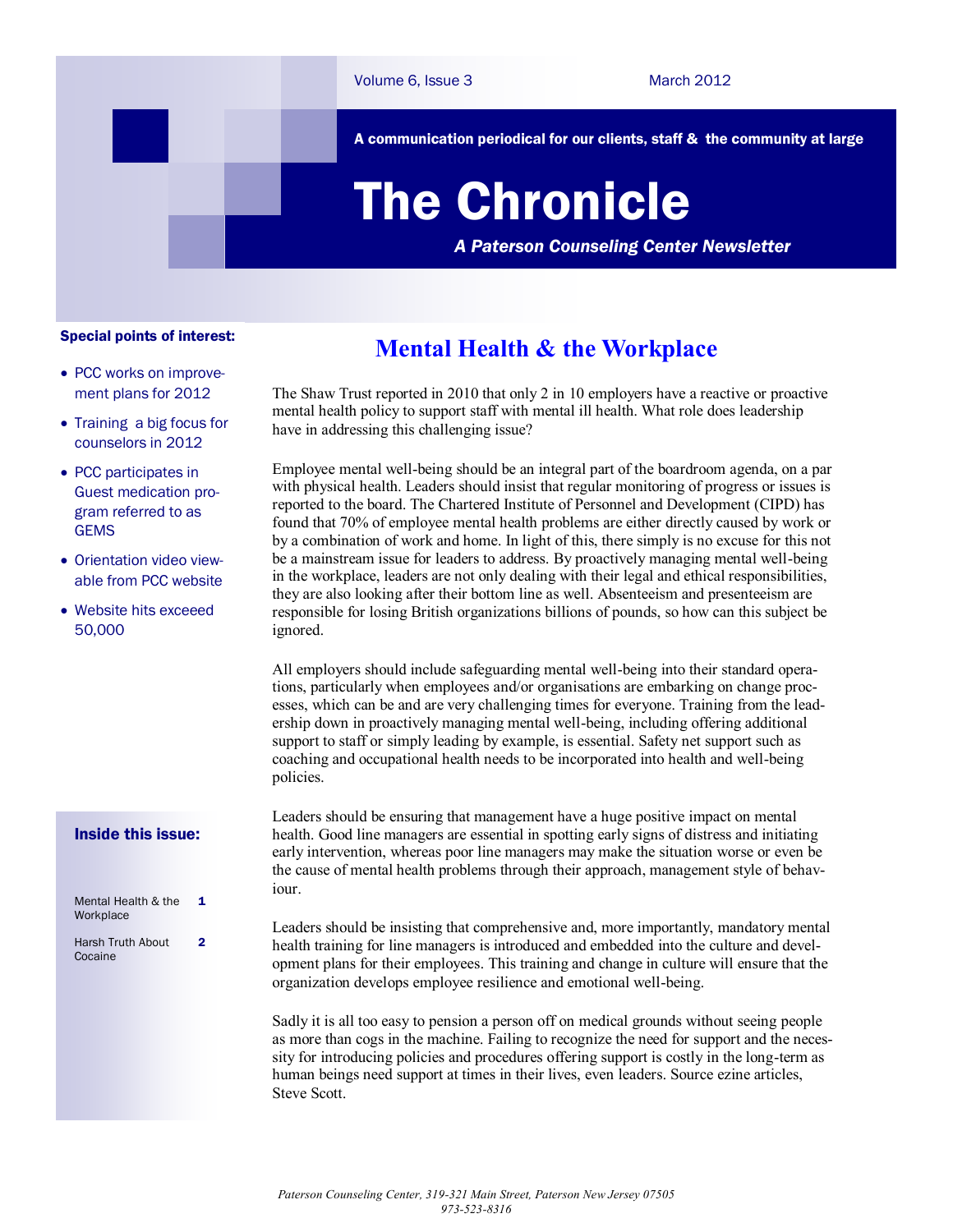Volume 6, Issue 3 — March 2012

A communication periodical for our clients, staff & the community at large

# The Chronicle

*A Paterson Counseling Center Newsletter*

**Special points of interest:**

- PCC works on improvement plans for 2012
- Training a big focus for counselors in 2012
- PCC participates in Guest medication program referred to as GEMS
- Orientation video viewable from PCC website
- Website hits exceeed 50,000

**Inside this issue:**

| | |
|---|---|
| Mental Health & the Workplace | 1 |
| Harsh Truth About Cocaine | 2 |

## Mental Health & the Workplace

The Shaw Trust reported in 2010 that only 2 in 10 employers have a reactive or proactive mental health policy to support staff with mental ill health. What role does leadership have in addressing this challenging issue?

Employee mental well-being should be an integral part of the boardroom agenda, on a par with physical health. Leaders should insist that regular monitoring of progress or issues is reported to the board. The Chartered Institute of Personnel and Development (CIPD) has found that 70% of employee mental health problems are either directly caused by work or by a combination of work and home. In light of this, there simply is no excuse for this not be a mainstream issue for leaders to address. By proactively managing mental well-being in the workplace, leaders are not only dealing with their legal and ethical responsibilities, they are also looking after their bottom line as well. Absenteeism and presenteeism are responsible for losing British organizations billions of pounds, so how can this subject be ignored.

All employers should include safeguarding mental well-being into their standard operations, particularly when employees and/or organisations are embarking on change processes, which can be and are very challenging times for everyone. Training from the leadership down in proactively managing mental well-being, including offering additional support to staff or simply leading by example, is essential. Safety net support such as coaching and occupational health needs to be incorporated into health and well-being policies.

Leaders should be ensuring that management have a huge positive impact on mental health. Good line managers are essential in spotting early signs of distress and initiating early intervention, whereas poor line managers may make the situation worse or even be the cause of mental health problems through their approach, management style of behaviour.

Leaders should be insisting that comprehensive and, more importantly, mandatory mental health training for line managers is introduced and embedded into the culture and development plans for their employees. This training and change in culture will ensure that the organization develops employee resilience and emotional well-being.

Sadly it is all too easy to pension a person off on medical grounds without seeing people as more than cogs in the machine. Failing to recognize the need for support and the necessity for introducing policies and procedures offering support is costly in the long-term as human beings need support at times in their lives, even leaders. Source ezine articles, Steve Scott.

*Paterson Counseling Center, 319-321 Main Street, Paterson New Jersey 07505*
*973-523-8316*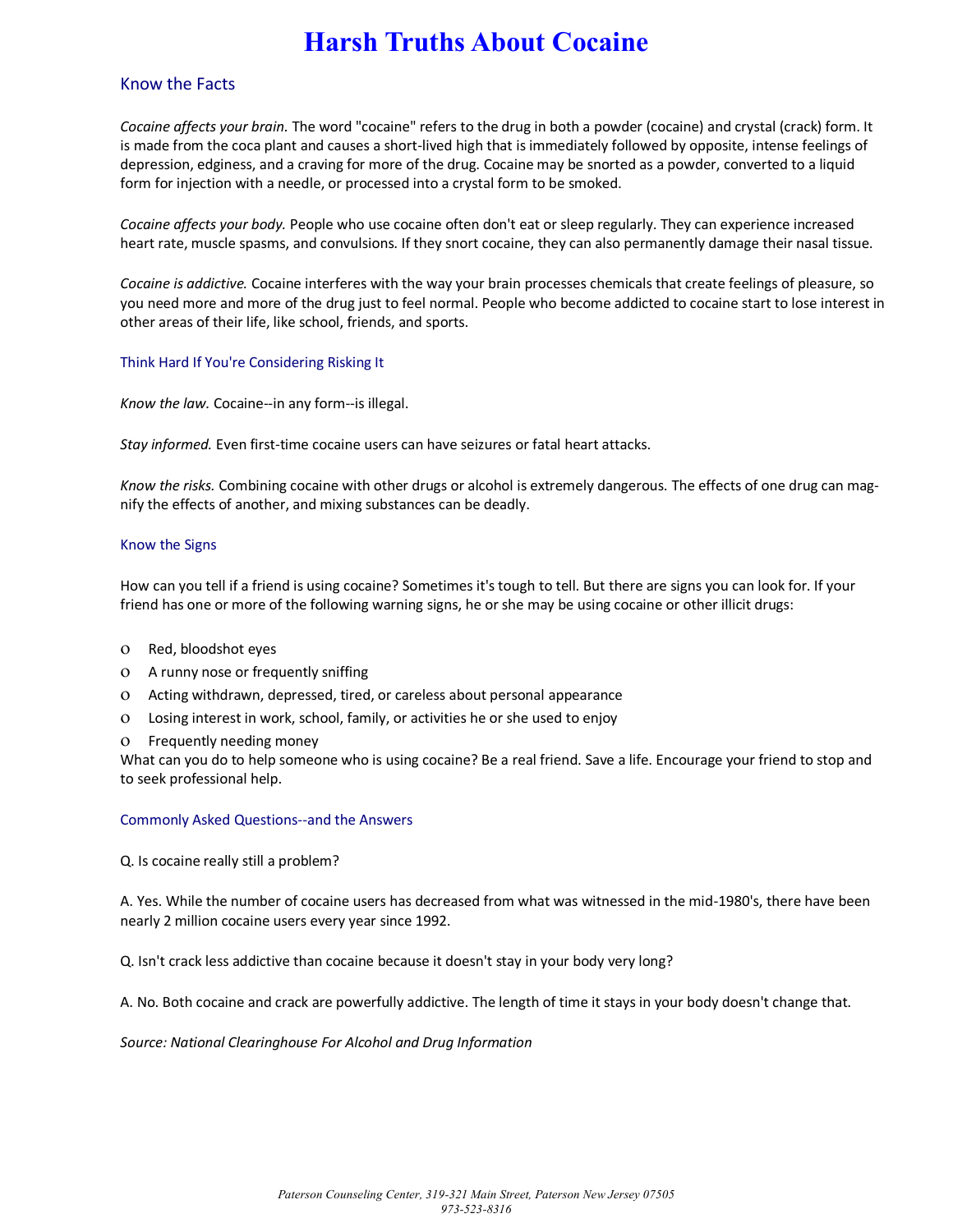# Harsh Truths About Cocaine

## Know the Facts

*Cocaine affects your brain.* The word "cocaine" refers to the drug in both a powder (cocaine) and crystal (crack) form. It is made from the coca plant and causes a short-lived high that is immediately followed by opposite, intense feelings of depression, edginess, and a craving for more of the drug. Cocaine may be snorted as a powder, converted to a liquid form for injection with a needle, or processed into a crystal form to be smoked.

*Cocaine affects your body.* People who use cocaine often don't eat or sleep regularly. They can experience increased heart rate, muscle spasms, and convulsions. If they snort cocaine, they can also permanently damage their nasal tissue.

*Cocaine is addictive.* Cocaine interferes with the way your brain processes chemicals that create feelings of pleasure, so you need more and more of the drug just to feel normal. People who become addicted to cocaine start to lose interest in other areas of their life, like school, friends, and sports.

### Think Hard If You're Considering Risking It

*Know the law.* Cocaine--in any form--is illegal.

*Stay informed.* Even first-time cocaine users can have seizures or fatal heart attacks.

*Know the risks.* Combining cocaine with other drugs or alcohol is extremely dangerous. The effects of one drug can magnify the effects of another, and mixing substances can be deadly.

### Know the Signs

How can you tell if a friend is using cocaine? Sometimes it's tough to tell. But there are signs you can look for. If your friend has one or more of the following warning signs, he or she may be using cocaine or other illicit drugs:

- Red, bloodshot eyes
- A runny nose or frequently sniffing
- Acting withdrawn, depressed, tired, or careless about personal appearance
- Losing interest in work, school, family, or activities he or she used to enjoy
- Frequently needing money

What can you do to help someone who is using cocaine? Be a real friend. Save a life. Encourage your friend to stop and to seek professional help.

### Commonly Asked Questions--and the Answers

Q. Is cocaine really still a problem?

A. Yes. While the number of cocaine users has decreased from what was witnessed in the mid-1980's, there have been nearly 2 million cocaine users every year since 1992.

Q. Isn't crack less addictive than cocaine because it doesn't stay in your body very long?

A. No. Both cocaine and crack are powerfully addictive. The length of time it stays in your body doesn't change that.

*Source: National Clearinghouse For Alcohol and Drug Information*

*Paterson Counseling Center, 319-321 Main Street, Paterson New Jersey 07505*
*973-523-8316*